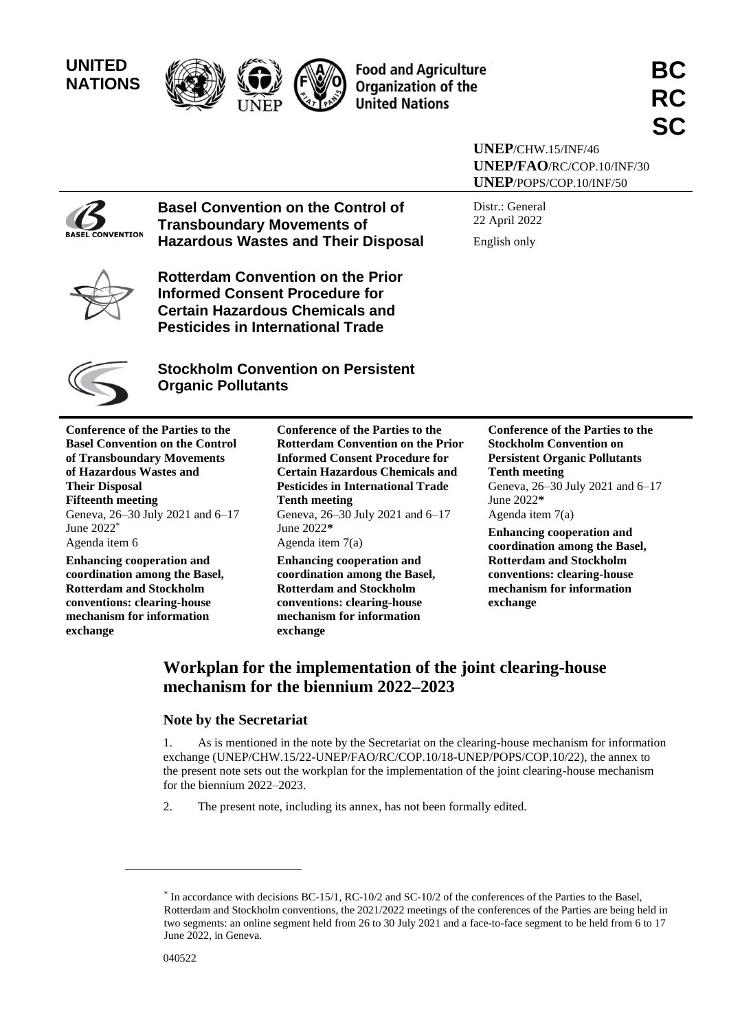**UNITED NATIONS**

Food and Agriculture Organization of the United Nations

**BC RC SC**

**UNEP**/CHW.15/INF/46
**UNEP/FAO**/RC/COP.10/INF/30
**UNEP**/POPS/COP.10/INF/50

**Basel Convention on the Control of Transboundary Movements of Hazardous Wastes and Their Disposal**

**Rotterdam Convention on the Prior Informed Consent Procedure for Certain Hazardous Chemicals and Pesticides in International Trade**

**Stockholm Convention on Persistent Organic Pollutants**

Distr.: General
22 April 2022

English only

**Conference of the Parties to the Basel Convention on the Control of Transboundary Movements of Hazardous Wastes and Their Disposal**
**Fifteenth meeting**
Geneva, 26–30 July 2021 and 6–17 June 2022*
Agenda item 6

**Enhancing cooperation and coordination among the Basel, Rotterdam and Stockholm conventions: clearing-house mechanism for information exchange**

**Conference of the Parties to the Rotterdam Convention on the Prior Informed Consent Procedure for Certain Hazardous Chemicals and Pesticides in International Trade**
**Tenth meeting**
Geneva, 26–30 July 2021 and 6–17 June 2022*
Agenda item 7(a)

**Enhancing cooperation and coordination among the Basel, Rotterdam and Stockholm conventions: clearing-house mechanism for information exchange**

**Conference of the Parties to the Stockholm Convention on Persistent Organic Pollutants**
**Tenth meeting**
Geneva, 26–30 July 2021 and 6–17 June 2022*
Agenda item 7(a)

**Enhancing cooperation and coordination among the Basel, Rotterdam and Stockholm conventions: clearing-house mechanism for information exchange**

# Workplan for the implementation of the joint clearing-house mechanism for the biennium 2022–2023

## Note by the Secretariat

1. As is mentioned in the note by the Secretariat on the clearing-house mechanism for information exchange (UNEP/CHW.15/22-UNEP/FAO/RC/COP.10/18-UNEP/POPS/COP.10/22), the annex to the present note sets out the workplan for the implementation of the joint clearing-house mechanism for the biennium 2022–2023.

2. The present note, including its annex, has not been formally edited.

\* In accordance with decisions BC-15/1, RC-10/2 and SC-10/2 of the conferences of the Parties to the Basel, Rotterdam and Stockholm conventions, the 2021/2022 meetings of the conferences of the Parties are being held in two segments: an online segment held from 26 to 30 July 2021 and a face-to-face segment to be held from 6 to 17 June 2022, in Geneva.

040522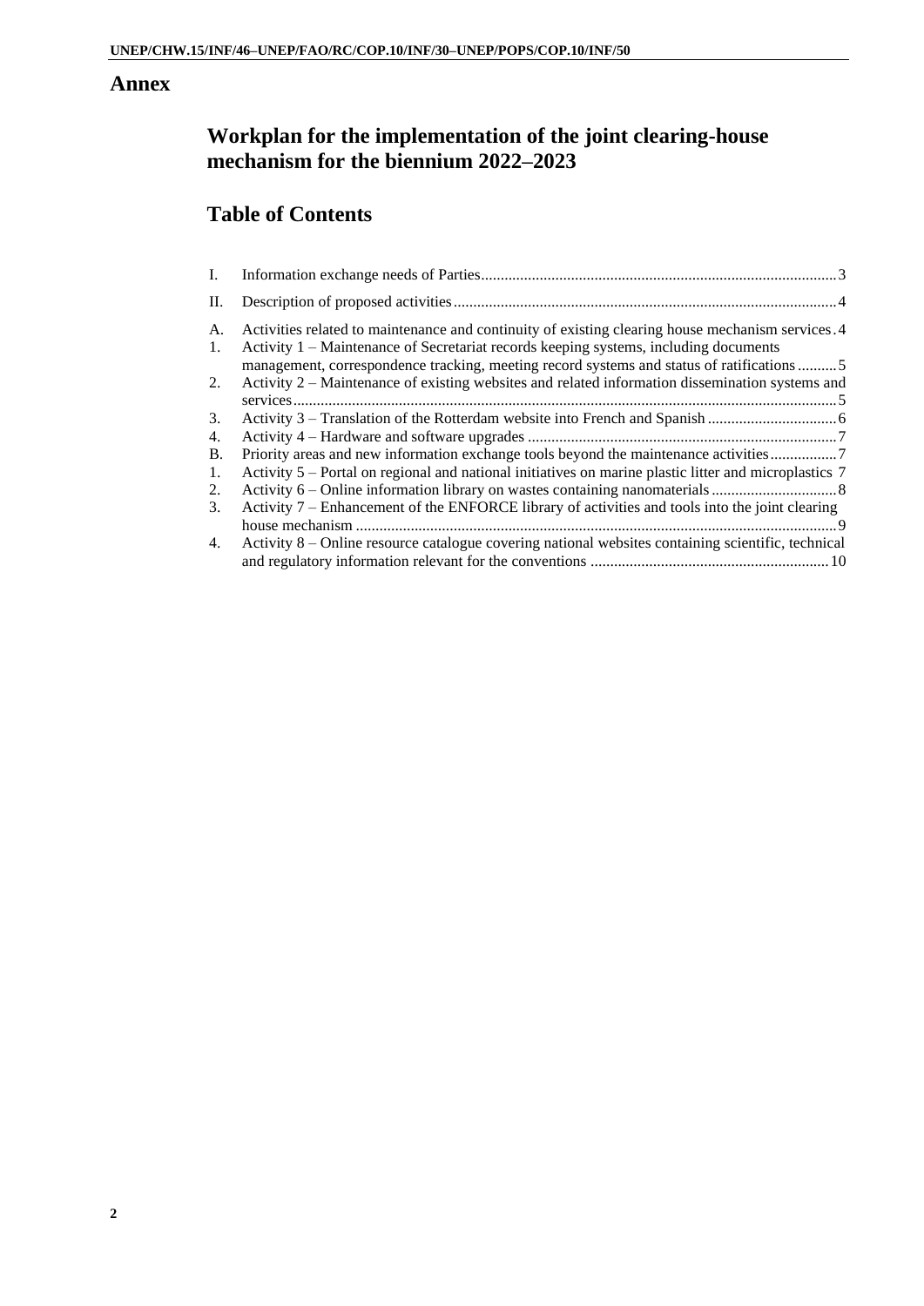# Annex

## Workplan for the implementation of the joint clearing-house mechanism for the biennium 2022–2023

## Table of Contents

I. Information exchange needs of Parties .......... 3

II. Description of proposed activities .......... 4

A. Activities related to maintenance and continuity of existing clearing house mechanism services .......... 4

1. Activity 1 – Maintenance of Secretariat records keeping systems, including documents management, correspondence tracking, meeting record systems and status of ratifications .......... 5
2. Activity 2 – Maintenance of existing websites and related information dissemination systems and services .......... 5
3. Activity 3 – Translation of the Rotterdam website into French and Spanish .......... 6
4. Activity 4 – Hardware and software upgrades .......... 7

B. Priority areas and new information exchange tools beyond the maintenance activities .......... 7

1. Activity 5 – Portal on regional and national initiatives on marine plastic litter and microplastics 7
2. Activity 6 – Online information library on wastes containing nanomaterials .......... 8
3. Activity 7 – Enhancement of the ENFORCE library of activities and tools into the joint clearing house mechanism .......... 9
4. Activity 8 – Online resource catalogue covering national websites containing scientific, technical and regulatory information relevant for the conventions .......... 10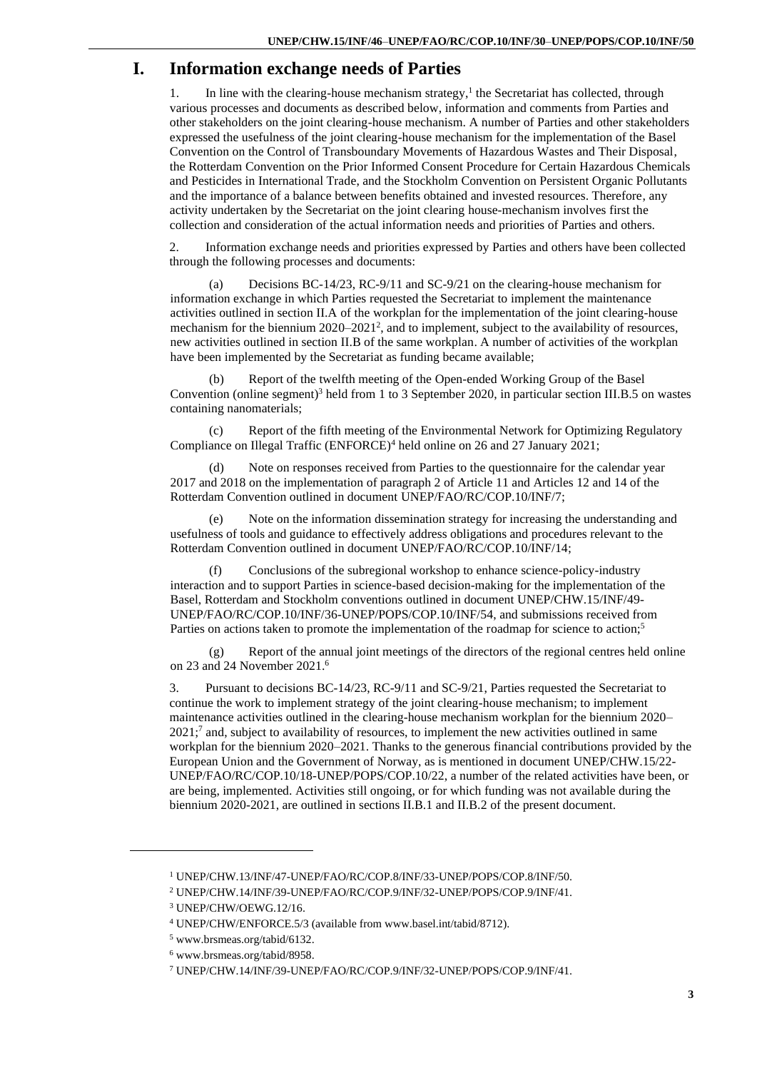# I. Information exchange needs of Parties

1. In line with the clearing-house mechanism strategy,[1] the Secretariat has collected, through various processes and documents as described below, information and comments from Parties and other stakeholders on the joint clearing-house mechanism. A number of Parties and other stakeholders expressed the usefulness of the joint clearing-house mechanism for the implementation of the Basel Convention on the Control of Transboundary Movements of Hazardous Wastes and Their Disposal, the Rotterdam Convention on the Prior Informed Consent Procedure for Certain Hazardous Chemicals and Pesticides in International Trade, and the Stockholm Convention on Persistent Organic Pollutants and the importance of a balance between benefits obtained and invested resources. Therefore, any activity undertaken by the Secretariat on the joint clearing house-mechanism involves first the collection and consideration of the actual information needs and priorities of Parties and others.

2. Information exchange needs and priorities expressed by Parties and others have been collected through the following processes and documents:

(a) Decisions BC-14/23, RC-9/11 and SC-9/21 on the clearing-house mechanism for information exchange in which Parties requested the Secretariat to implement the maintenance activities outlined in section II.A of the workplan for the implementation of the joint clearing-house mechanism for the biennium 2020–2021[2], and to implement, subject to the availability of resources, new activities outlined in section II.B of the same workplan. A number of activities of the workplan have been implemented by the Secretariat as funding became available;

(b) Report of the twelfth meeting of the Open-ended Working Group of the Basel Convention (online segment)[3] held from 1 to 3 September 2020, in particular section III.B.5 on wastes containing nanomaterials;

(c) Report of the fifth meeting of the Environmental Network for Optimizing Regulatory Compliance on Illegal Traffic (ENFORCE)[4] held online on 26 and 27 January 2021;

(d) Note on responses received from Parties to the questionnaire for the calendar year 2017 and 2018 on the implementation of paragraph 2 of Article 11 and Articles 12 and 14 of the Rotterdam Convention outlined in document UNEP/FAO/RC/COP.10/INF/7;

(e) Note on the information dissemination strategy for increasing the understanding and usefulness of tools and guidance to effectively address obligations and procedures relevant to the Rotterdam Convention outlined in document UNEP/FAO/RC/COP.10/INF/14;

(f) Conclusions of the subregional workshop to enhance science-policy-industry interaction and to support Parties in science-based decision-making for the implementation of the Basel, Rotterdam and Stockholm conventions outlined in document UNEP/CHW.15/INF/49-UNEP/FAO/RC/COP.10/INF/36-UNEP/POPS/COP.10/INF/54, and submissions received from Parties on actions taken to promote the implementation of the roadmap for science to action;[5]

(g) Report of the annual joint meetings of the directors of the regional centres held online on 23 and 24 November 2021.[6]

3. Pursuant to decisions BC-14/23, RC-9/11 and SC-9/21, Parties requested the Secretariat to continue the work to implement strategy of the joint clearing-house mechanism; to implement maintenance activities outlined in the clearing-house mechanism workplan for the biennium 2020–2021;[7] and, subject to availability of resources, to implement the new activities outlined in same workplan for the biennium 2020–2021. Thanks to the generous financial contributions provided by the European Union and the Government of Norway, as is mentioned in document UNEP/CHW.15/22-UNEP/FAO/RC/COP.10/18-UNEP/POPS/COP.10/22, a number of the related activities have been, or are being, implemented. Activities still ongoing, or for which funding was not available during the biennium 2020-2021, are outlined in sections II.B.1 and II.B.2 of the present document.

---

[1] UNEP/CHW.13/INF/47-UNEP/FAO/RC/COP.8/INF/33-UNEP/POPS/COP.8/INF/50.

[2] UNEP/CHW.14/INF/39-UNEP/FAO/RC/COP.9/INF/32-UNEP/POPS/COP.9/INF/41.

[3] UNEP/CHW/OEWG.12/16.

[4] UNEP/CHW/ENFORCE.5/3 (available from www.basel.int/tabid/8712).

[5] www.brsmeas.org/tabid/6132.

[6] www.brsmeas.org/tabid/8958.

[7] UNEP/CHW.14/INF/39-UNEP/FAO/RC/COP.9/INF/32-UNEP/POPS/COP.9/INF/41.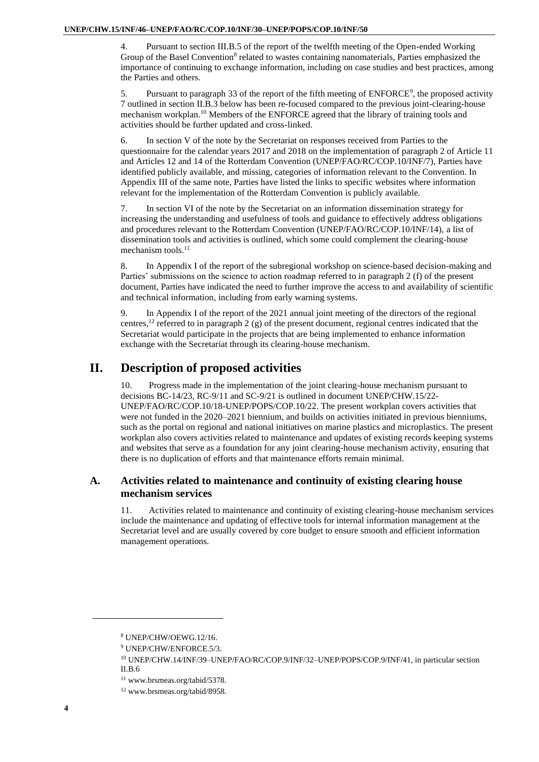4. Pursuant to section III.B.5 of the report of the twelfth meeting of the Open-ended Working Group of the Basel Convention[8] related to wastes containing nanomaterials, Parties emphasized the importance of continuing to exchange information, including on case studies and best practices, among the Parties and others.

5. Pursuant to paragraph 33 of the report of the fifth meeting of ENFORCE[9], the proposed activity 7 outlined in section II.B.3 below has been re-focused compared to the previous joint-clearing-house mechanism workplan.[10] Members of the ENFORCE agreed that the library of training tools and activities should be further updated and cross-linked.

6. In section V of the note by the Secretariat on responses received from Parties to the questionnaire for the calendar years 2017 and 2018 on the implementation of paragraph 2 of Article 11 and Articles 12 and 14 of the Rotterdam Convention (UNEP/FAO/RC/COP.10/INF/7), Parties have identified publicly available, and missing, categories of information relevant to the Convention. In Appendix III of the same note, Parties have listed the links to specific websites where information relevant for the implementation of the Rotterdam Convention is publicly available.

7. In section VI of the note by the Secretariat on an information dissemination strategy for increasing the understanding and usefulness of tools and guidance to effectively address obligations and procedures relevant to the Rotterdam Convention (UNEP/FAO/RC/COP.10/INF/14), a list of dissemination tools and activities is outlined, which some could complement the clearing-house mechanism tools.[11]

8. In Appendix I of the report of the subregional workshop on science-based decision-making and Parties' submissions on the science to action roadmap referred to in paragraph 2 (f) of the present document, Parties have indicated the need to further improve the access to and availability of scientific and technical information, including from early warning systems.

9. In Appendix I of the report of the 2021 annual joint meeting of the directors of the regional centres,[12] referred to in paragraph 2 (g) of the present document, regional centres indicated that the Secretariat would participate in the projects that are being implemented to enhance information exchange with the Secretariat through its clearing-house mechanism.

# II. Description of proposed activities

10. Progress made in the implementation of the joint clearing-house mechanism pursuant to decisions BC-14/23, RC-9/11 and SC-9/21 is outlined in document UNEP/CHW.15/22-UNEP/FAO/RC/COP.10/18-UNEP/POPS/COP.10/22. The present workplan covers activities that were not funded in the 2020–2021 biennium, and builds on activities initiated in previous bienniums, such as the portal on regional and national initiatives on marine plastics and microplastics. The present workplan also covers activities related to maintenance and updates of existing records keeping systems and websites that serve as a foundation for any joint clearing-house mechanism activity, ensuring that there is no duplication of efforts and that maintenance efforts remain minimal.

## A. Activities related to maintenance and continuity of existing clearing house mechanism services

11. Activities related to maintenance and continuity of existing clearing-house mechanism services include the maintenance and updating of effective tools for internal information management at the Secretariat level and are usually covered by core budget to ensure smooth and efficient information management operations.

---

[8] UNEP/CHW/OEWG.12/16.

[9] UNEP/CHW/ENFORCE.5/3.

[10] UNEP/CHW.14/INF/39–UNEP/FAO/RC/COP.9/INF/32–UNEP/POPS/COP.9/INF/41, in particular section II.B.6

[11] www.brsmeas.org/tabid/5378.

[12] www.brsmeas.org/tabid/8958.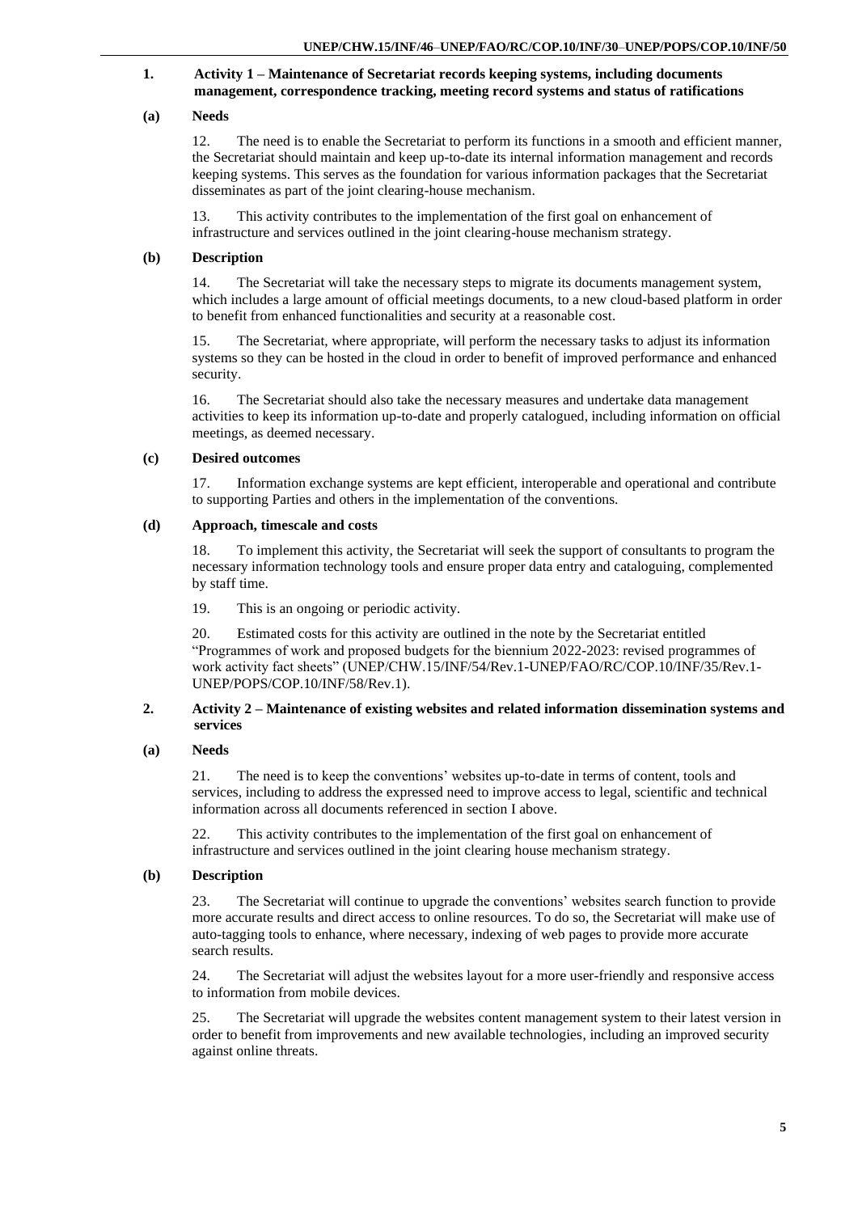### 1. Activity 1 – Maintenance of Secretariat records keeping systems, including documents management, correspondence tracking, meeting record systems and status of ratifications

#### (a) Needs

12. The need is to enable the Secretariat to perform its functions in a smooth and efficient manner, the Secretariat should maintain and keep up-to-date its internal information management and records keeping systems. This serves as the foundation for various information packages that the Secretariat disseminates as part of the joint clearing-house mechanism.

13. This activity contributes to the implementation of the first goal on enhancement of infrastructure and services outlined in the joint clearing-house mechanism strategy.

#### (b) Description

14. The Secretariat will take the necessary steps to migrate its documents management system, which includes a large amount of official meetings documents, to a new cloud-based platform in order to benefit from enhanced functionalities and security at a reasonable cost.

15. The Secretariat, where appropriate, will perform the necessary tasks to adjust its information systems so they can be hosted in the cloud in order to benefit of improved performance and enhanced security.

16. The Secretariat should also take the necessary measures and undertake data management activities to keep its information up-to-date and properly catalogued, including information on official meetings, as deemed necessary.

#### (c) Desired outcomes

17. Information exchange systems are kept efficient, interoperable and operational and contribute to supporting Parties and others in the implementation of the conventions.

#### (d) Approach, timescale and costs

18. To implement this activity, the Secretariat will seek the support of consultants to program the necessary information technology tools and ensure proper data entry and cataloguing, complemented by staff time.

19. This is an ongoing or periodic activity.

20. Estimated costs for this activity are outlined in the note by the Secretariat entitled "Programmes of work and proposed budgets for the biennium 2022-2023: revised programmes of work activity fact sheets" (UNEP/CHW.15/INF/54/Rev.1-UNEP/FAO/RC/COP.10/INF/35/Rev.1-UNEP/POPS/COP.10/INF/58/Rev.1).

### 2. Activity 2 – Maintenance of existing websites and related information dissemination systems and services

#### (a) Needs

21. The need is to keep the conventions' websites up-to-date in terms of content, tools and services, including to address the expressed need to improve access to legal, scientific and technical information across all documents referenced in section I above.

22. This activity contributes to the implementation of the first goal on enhancement of infrastructure and services outlined in the joint clearing house mechanism strategy.

#### (b) Description

23. The Secretariat will continue to upgrade the conventions' websites search function to provide more accurate results and direct access to online resources. To do so, the Secretariat will make use of auto-tagging tools to enhance, where necessary, indexing of web pages to provide more accurate search results.

24. The Secretariat will adjust the websites layout for a more user-friendly and responsive access to information from mobile devices.

25. The Secretariat will upgrade the websites content management system to their latest version in order to benefit from improvements and new available technologies, including an improved security against online threats.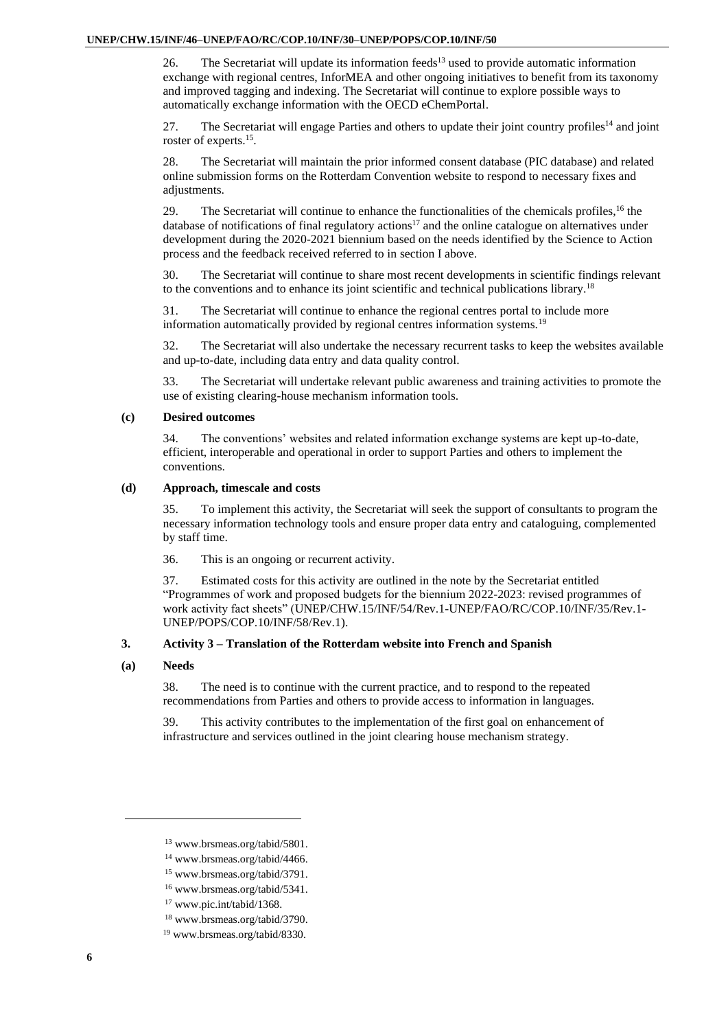26. The Secretariat will update its information feeds[13] used to provide automatic information exchange with regional centres, InforMEA and other ongoing initiatives to benefit from its taxonomy and improved tagging and indexing. The Secretariat will continue to explore possible ways to automatically exchange information with the OECD eChemPortal.

27. The Secretariat will engage Parties and others to update their joint country profiles[14] and joint roster of experts.[15].

28. The Secretariat will maintain the prior informed consent database (PIC database) and related online submission forms on the Rotterdam Convention website to respond to necessary fixes and adjustments.

29. The Secretariat will continue to enhance the functionalities of the chemicals profiles,[16] the database of notifications of final regulatory actions[17] and the online catalogue on alternatives under development during the 2020-2021 biennium based on the needs identified by the Science to Action process and the feedback received referred to in section I above.

30. The Secretariat will continue to share most recent developments in scientific findings relevant to the conventions and to enhance its joint scientific and technical publications library.[18]

31. The Secretariat will continue to enhance the regional centres portal to include more information automatically provided by regional centres information systems.[19]

32. The Secretariat will also undertake the necessary recurrent tasks to keep the websites available and up-to-date, including data entry and data quality control.

33. The Secretariat will undertake relevant public awareness and training activities to promote the use of existing clearing-house mechanism information tools.

#### (c) Desired outcomes

34. The conventions' websites and related information exchange systems are kept up-to-date, efficient, interoperable and operational in order to support Parties and others to implement the conventions.

#### (d) Approach, timescale and costs

35. To implement this activity, the Secretariat will seek the support of consultants to program the necessary information technology tools and ensure proper data entry and cataloguing, complemented by staff time.

36. This is an ongoing or recurrent activity.

37. Estimated costs for this activity are outlined in the note by the Secretariat entitled "Programmes of work and proposed budgets for the biennium 2022-2023: revised programmes of work activity fact sheets" (UNEP/CHW.15/INF/54/Rev.1-UNEP/FAO/RC/COP.10/INF/35/Rev.1-UNEP/POPS/COP.10/INF/58/Rev.1).

### 3. Activity 3 – Translation of the Rotterdam website into French and Spanish

#### (a) Needs

38. The need is to continue with the current practice, and to respond to the repeated recommendations from Parties and others to provide access to information in languages.

39. This activity contributes to the implementation of the first goal on enhancement of infrastructure and services outlined in the joint clearing house mechanism strategy.

---

[13] www.brsmeas.org/tabid/5801.

[14] www.brsmeas.org/tabid/4466.

[15] www.brsmeas.org/tabid/3791.

[16] www.brsmeas.org/tabid/5341.

[17] www.pic.int/tabid/1368.

[18] www.brsmeas.org/tabid/3790.

[19] www.brsmeas.org/tabid/8330.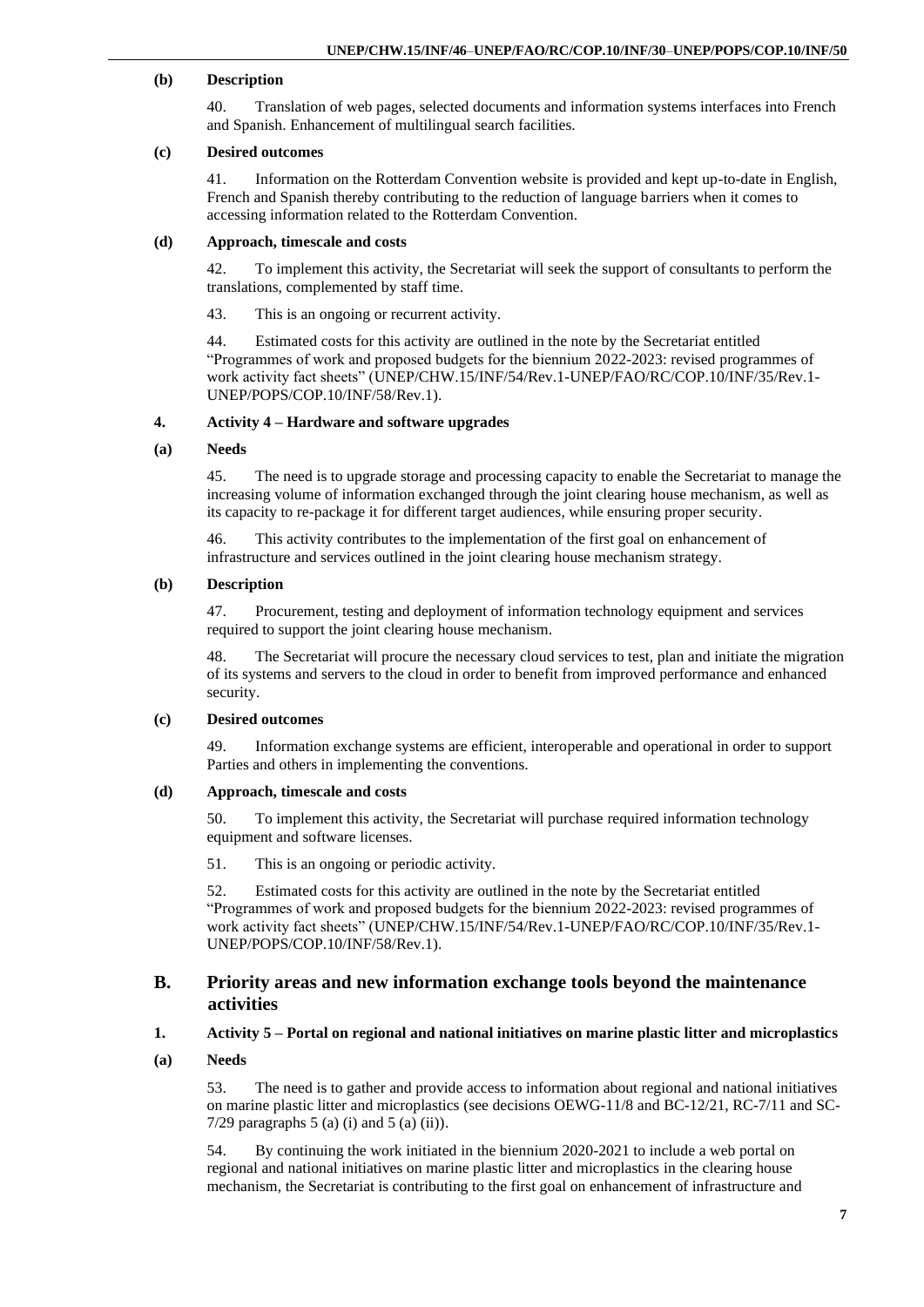#### (b) Description

40. Translation of web pages, selected documents and information systems interfaces into French and Spanish. Enhancement of multilingual search facilities.

#### (c) Desired outcomes

41. Information on the Rotterdam Convention website is provided and kept up-to-date in English, French and Spanish thereby contributing to the reduction of language barriers when it comes to accessing information related to the Rotterdam Convention.

#### (d) Approach, timescale and costs

42. To implement this activity, the Secretariat will seek the support of consultants to perform the translations, complemented by staff time.

43. This is an ongoing or recurrent activity.

44. Estimated costs for this activity are outlined in the note by the Secretariat entitled "Programmes of work and proposed budgets for the biennium 2022-2023: revised programmes of work activity fact sheets" (UNEP/CHW.15/INF/54/Rev.1-UNEP/FAO/RC/COP.10/INF/35/Rev.1-UNEP/POPS/COP.10/INF/58/Rev.1).

### 4. Activity 4 – Hardware and software upgrades

#### (a) Needs

45. The need is to upgrade storage and processing capacity to enable the Secretariat to manage the increasing volume of information exchanged through the joint clearing house mechanism, as well as its capacity to re-package it for different target audiences, while ensuring proper security.

46. This activity contributes to the implementation of the first goal on enhancement of infrastructure and services outlined in the joint clearing house mechanism strategy.

#### (b) Description

47. Procurement, testing and deployment of information technology equipment and services required to support the joint clearing house mechanism.

48. The Secretariat will procure the necessary cloud services to test, plan and initiate the migration of its systems and servers to the cloud in order to benefit from improved performance and enhanced security.

#### (c) Desired outcomes

49. Information exchange systems are efficient, interoperable and operational in order to support Parties and others in implementing the conventions.

#### (d) Approach, timescale and costs

50. To implement this activity, the Secretariat will purchase required information technology equipment and software licenses.

51. This is an ongoing or periodic activity.

52. Estimated costs for this activity are outlined in the note by the Secretariat entitled "Programmes of work and proposed budgets for the biennium 2022-2023: revised programmes of work activity fact sheets" (UNEP/CHW.15/INF/54/Rev.1-UNEP/FAO/RC/COP.10/INF/35/Rev.1-UNEP/POPS/COP.10/INF/58/Rev.1).

## B. Priority areas and new information exchange tools beyond the maintenance activities

### 1. Activity 5 – Portal on regional and national initiatives on marine plastic litter and microplastics

#### (a) Needs

53. The need is to gather and provide access to information about regional and national initiatives on marine plastic litter and microplastics (see decisions OEWG-11/8 and BC-12/21, RC-7/11 and SC-7/29 paragraphs 5 (a) (i) and 5 (a) (ii)).

54. By continuing the work initiated in the biennium 2020-2021 to include a web portal on regional and national initiatives on marine plastic litter and microplastics in the clearing house mechanism, the Secretariat is contributing to the first goal on enhancement of infrastructure and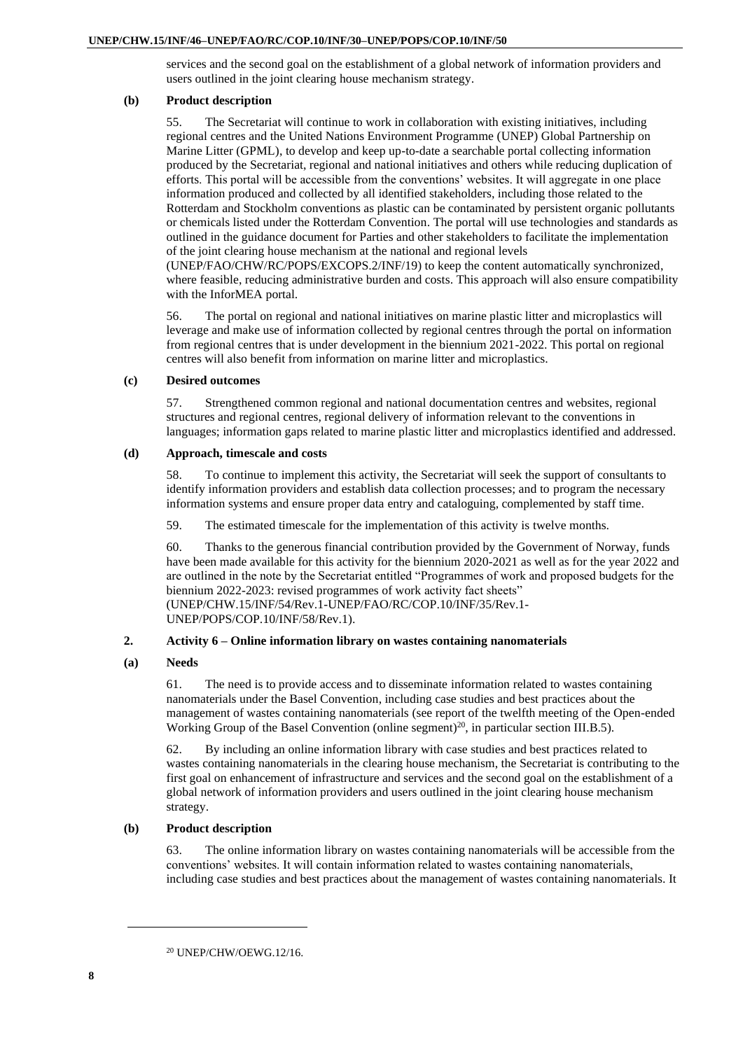services and the second goal on the establishment of a global network of information providers and users outlined in the joint clearing house mechanism strategy.

#### (b) Product description

55. The Secretariat will continue to work in collaboration with existing initiatives, including regional centres and the United Nations Environment Programme (UNEP) Global Partnership on Marine Litter (GPML), to develop and keep up-to-date a searchable portal collecting information produced by the Secretariat, regional and national initiatives and others while reducing duplication of efforts. This portal will be accessible from the conventions' websites. It will aggregate in one place information produced and collected by all identified stakeholders, including those related to the Rotterdam and Stockholm conventions as plastic can be contaminated by persistent organic pollutants or chemicals listed under the Rotterdam Convention. The portal will use technologies and standards as outlined in the guidance document for Parties and other stakeholders to facilitate the implementation of the joint clearing house mechanism at the national and regional levels (UNEP/FAO/CHW/RC/POPS/EXCOPS.2/INF/19) to keep the content automatically synchronized, where feasible, reducing administrative burden and costs. This approach will also ensure compatibility with the InforMEA portal.

56. The portal on regional and national initiatives on marine plastic litter and microplastics will leverage and make use of information collected by regional centres through the portal on information from regional centres that is under development in the biennium 2021-2022. This portal on regional centres will also benefit from information on marine litter and microplastics.

#### (c) Desired outcomes

57. Strengthened common regional and national documentation centres and websites, regional structures and regional centres, regional delivery of information relevant to the conventions in languages; information gaps related to marine plastic litter and microplastics identified and addressed.

#### (d) Approach, timescale and costs

58. To continue to implement this activity, the Secretariat will seek the support of consultants to identify information providers and establish data collection processes; and to program the necessary information systems and ensure proper data entry and cataloguing, complemented by staff time.

59. The estimated timescale for the implementation of this activity is twelve months.

60. Thanks to the generous financial contribution provided by the Government of Norway, funds have been made available for this activity for the biennium 2020-2021 as well as for the year 2022 and are outlined in the note by the Secretariat entitled "Programmes of work and proposed budgets for the biennium 2022-2023: revised programmes of work activity fact sheets" (UNEP/CHW.15/INF/54/Rev.1-UNEP/FAO/RC/COP.10/INF/35/Rev.1-UNEP/POPS/COP.10/INF/58/Rev.1).

### 2. Activity 6 – Online information library on wastes containing nanomaterials

#### (a) Needs

61. The need is to provide access and to disseminate information related to wastes containing nanomaterials under the Basel Convention, including case studies and best practices about the management of wastes containing nanomaterials (see report of the twelfth meeting of the Open-ended Working Group of the Basel Convention (online segment)[20], in particular section III.B.5).

62. By including an online information library with case studies and best practices related to wastes containing nanomaterials in the clearing house mechanism, the Secretariat is contributing to the first goal on enhancement of infrastructure and services and the second goal on the establishment of a global network of information providers and users outlined in the joint clearing house mechanism strategy.

#### (b) Product description

63. The online information library on wastes containing nanomaterials will be accessible from the conventions' websites. It will contain information related to wastes containing nanomaterials, including case studies and best practices about the management of wastes containing nanomaterials. It

---

[20] UNEP/CHW/OEWG.12/16.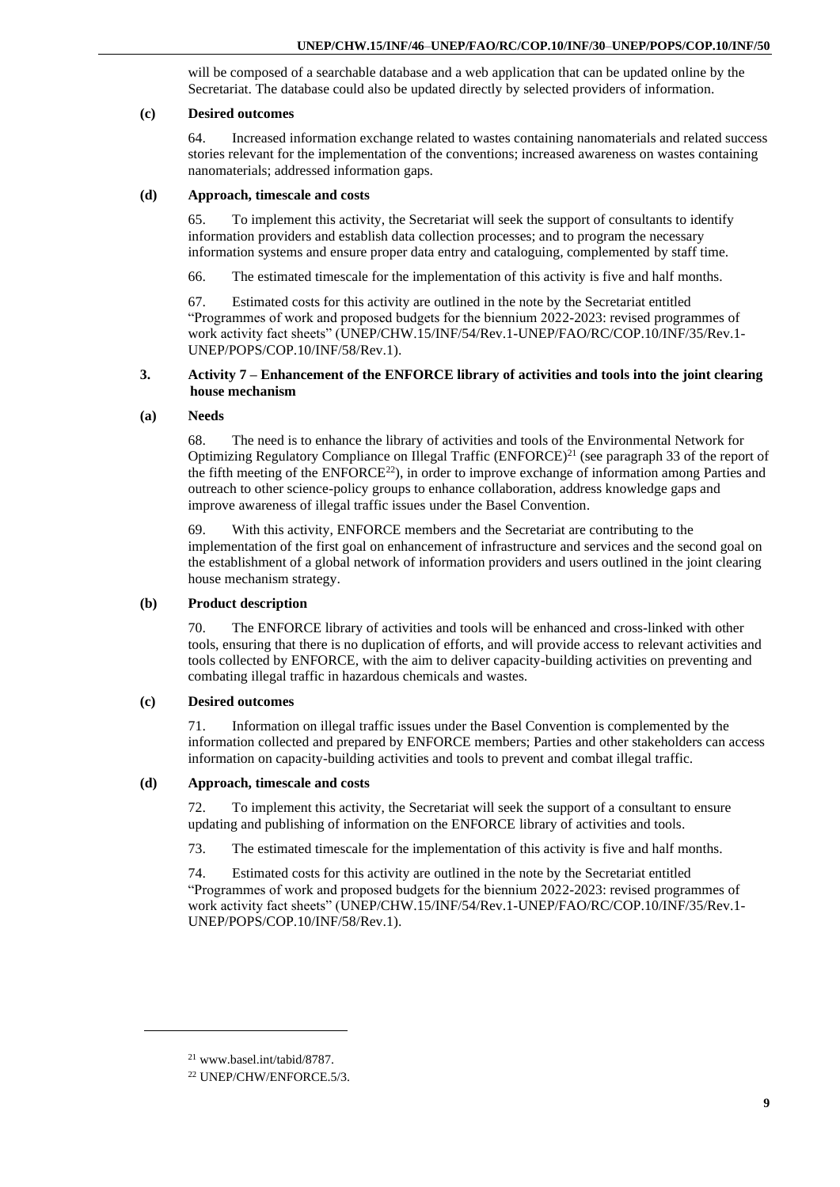will be composed of a searchable database and a web application that can be updated online by the Secretariat. The database could also be updated directly by selected providers of information.

**(c) Desired outcomes**

64. Increased information exchange related to wastes containing nanomaterials and related success stories relevant for the implementation of the conventions; increased awareness on wastes containing nanomaterials; addressed information gaps.

**(d) Approach, timescale and costs**

65. To implement this activity, the Secretariat will seek the support of consultants to identify information providers and establish data collection processes; and to program the necessary information systems and ensure proper data entry and cataloguing, complemented by staff time.

66. The estimated timescale for the implementation of this activity is five and half months.

67. Estimated costs for this activity are outlined in the note by the Secretariat entitled "Programmes of work and proposed budgets for the biennium 2022-2023: revised programmes of work activity fact sheets" (UNEP/CHW.15/INF/54/Rev.1-UNEP/FAO/RC/COP.10/INF/35/Rev.1-UNEP/POPS/COP.10/INF/58/Rev.1).

### 3. Activity 7 – Enhancement of the ENFORCE library of activities and tools into the joint clearing house mechanism

**(a) Needs**

68. The need is to enhance the library of activities and tools of the Environmental Network for Optimizing Regulatory Compliance on Illegal Traffic (ENFORCE)[21] (see paragraph 33 of the report of the fifth meeting of the ENFORCE[22]), in order to improve exchange of information among Parties and outreach to other science-policy groups to enhance collaboration, address knowledge gaps and improve awareness of illegal traffic issues under the Basel Convention.

69. With this activity, ENFORCE members and the Secretariat are contributing to the implementation of the first goal on enhancement of infrastructure and services and the second goal on the establishment of a global network of information providers and users outlined in the joint clearing house mechanism strategy.

**(b) Product description**

70. The ENFORCE library of activities and tools will be enhanced and cross-linked with other tools, ensuring that there is no duplication of efforts, and will provide access to relevant activities and tools collected by ENFORCE, with the aim to deliver capacity-building activities on preventing and combating illegal traffic in hazardous chemicals and wastes.

**(c) Desired outcomes**

71. Information on illegal traffic issues under the Basel Convention is complemented by the information collected and prepared by ENFORCE members; Parties and other stakeholders can access information on capacity-building activities and tools to prevent and combat illegal traffic.

**(d) Approach, timescale and costs**

72. To implement this activity, the Secretariat will seek the support of a consultant to ensure updating and publishing of information on the ENFORCE library of activities and tools.

73. The estimated timescale for the implementation of this activity is five and half months.

74. Estimated costs for this activity are outlined in the note by the Secretariat entitled "Programmes of work and proposed budgets for the biennium 2022-2023: revised programmes of work activity fact sheets" (UNEP/CHW.15/INF/54/Rev.1-UNEP/FAO/RC/COP.10/INF/35/Rev.1-UNEP/POPS/COP.10/INF/58/Rev.1).

---

[21] www.basel.int/tabid/8787.

[22] UNEP/CHW/ENFORCE.5/3.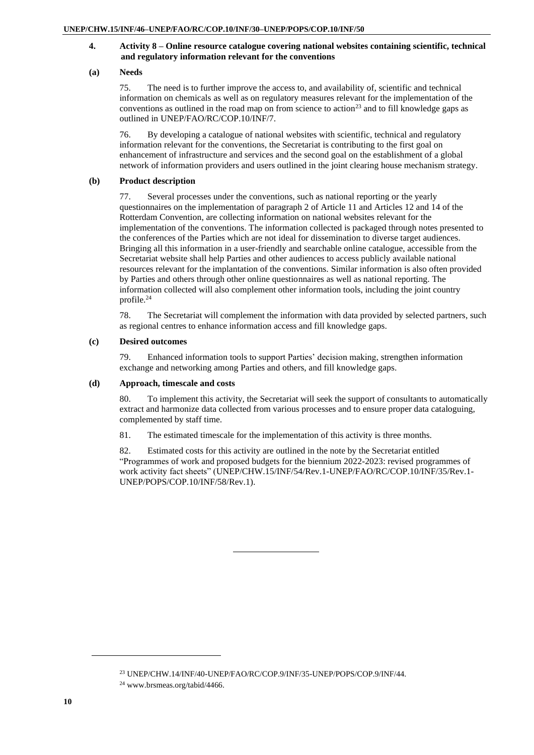### 4. Activity 8 – Online resource catalogue covering national websites containing scientific, technical and regulatory information relevant for the conventions

#### (a) Needs

75. The need is to further improve the access to, and availability of, scientific and technical information on chemicals as well as on regulatory measures relevant for the implementation of the conventions as outlined in the road map on from science to action[23] and to fill knowledge gaps as outlined in UNEP/FAO/RC/COP.10/INF/7.

76. By developing a catalogue of national websites with scientific, technical and regulatory information relevant for the conventions, the Secretariat is contributing to the first goal on enhancement of infrastructure and services and the second goal on the establishment of a global network of information providers and users outlined in the joint clearing house mechanism strategy.

#### (b) Product description

77. Several processes under the conventions, such as national reporting or the yearly questionnaires on the implementation of paragraph 2 of Article 11 and Articles 12 and 14 of the Rotterdam Convention, are collecting information on national websites relevant for the implementation of the conventions. The information collected is packaged through notes presented to the conferences of the Parties which are not ideal for dissemination to diverse target audiences. Bringing all this information in a user-friendly and searchable online catalogue, accessible from the Secretariat website shall help Parties and other audiences to access publicly available national resources relevant for the implantation of the conventions. Similar information is also often provided by Parties and others through other online questionnaires as well as national reporting. The information collected will also complement other information tools, including the joint country profile.[24]

78. The Secretariat will complement the information with data provided by selected partners, such as regional centres to enhance information access and fill knowledge gaps.

#### (c) Desired outcomes

79. Enhanced information tools to support Parties' decision making, strengthen information exchange and networking among Parties and others, and fill knowledge gaps.

#### (d) Approach, timescale and costs

80. To implement this activity, the Secretariat will seek the support of consultants to automatically extract and harmonize data collected from various processes and to ensure proper data cataloguing, complemented by staff time.

81. The estimated timescale for the implementation of this activity is three months.

82. Estimated costs for this activity are outlined in the note by the Secretariat entitled "Programmes of work and proposed budgets for the biennium 2022-2023: revised programmes of work activity fact sheets" (UNEP/CHW.15/INF/54/Rev.1-UNEP/FAO/RC/COP.10/INF/35/Rev.1-UNEP/POPS/COP.10/INF/58/Rev.1).

---

[23] UNEP/CHW.14/INF/40-UNEP/FAO/RC/COP.9/INF/35-UNEP/POPS/COP.9/INF/44.

[24] www.brsmeas.org/tabid/4466.